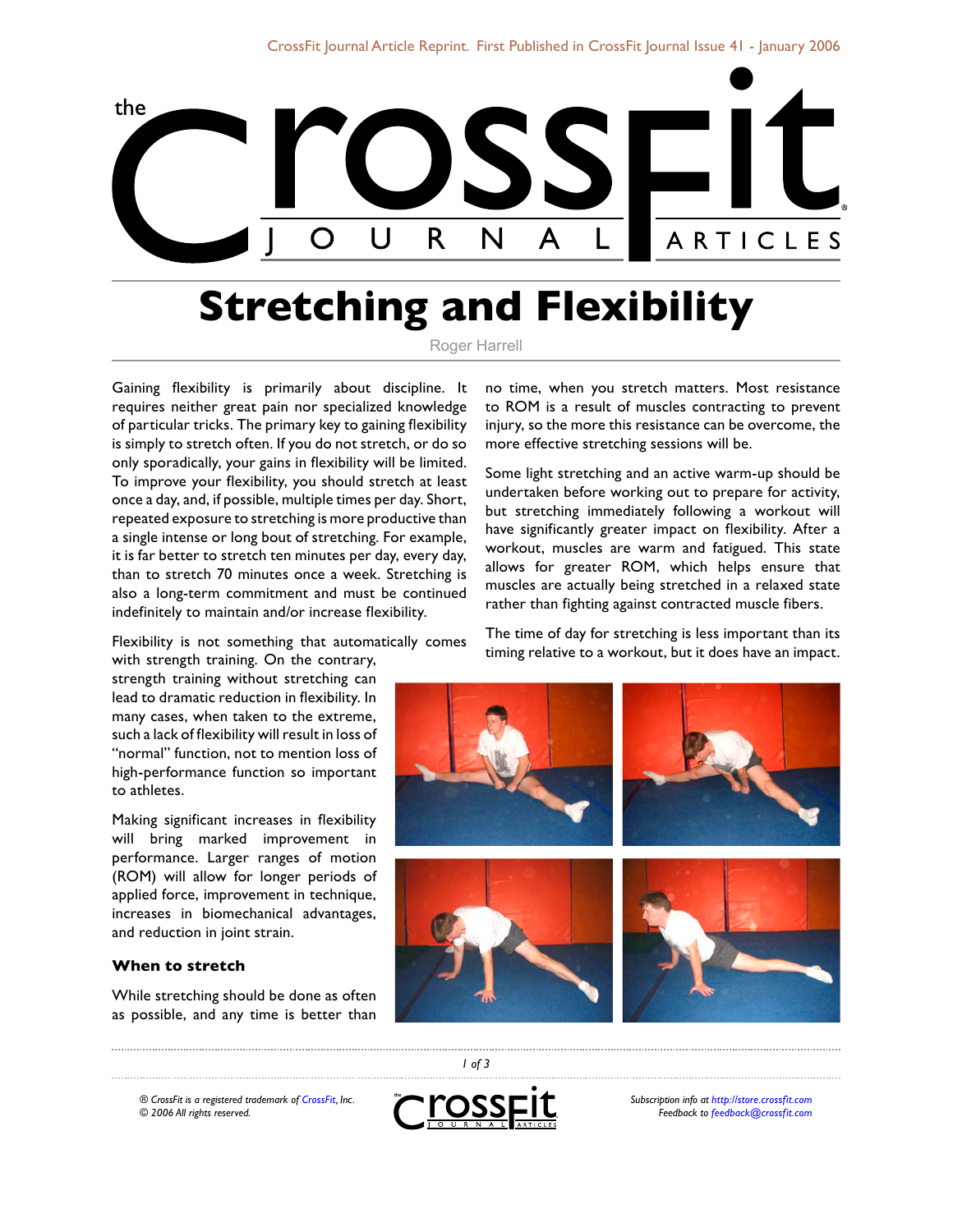# Stretching and Flexibility

Roger Harrell

Gaining flexibility is primarily about discipline. It requires neither great pain nor specialized knowledge of particular tricks. The primary key to gaining flexibility is simply to stretch often. If you do not stretch, or do so only sporadically, your gains in flexibility will be limited. To improve your flexibility, you should stretch at least once a day, and, if possible, multiple times per day. Short, repeated exposure to stretching is more productive than a single intense or long bout of stretching. For example, it is far better to stretch ten minutes per day, every day, than to stretch 70 minutes once a week. Stretching is also a long-term commitment and must be continued indefinitely to maintain and/or increase flexibility.

Flexibility is not something that automatically comes with strength training. On the contrary, strength training without stretching can lead to dramatic reduction in flexibility. In many cases, when taken to the extreme, such a lack of flexibility will result in loss of "normal" function, not to mention loss of high-performance function so important to athletes.

Making significant increases in flexibility will bring marked improvement in performance. Larger ranges of motion (ROM) will allow for longer periods of applied force, improvement in technique, increases in biomechanical advantages, and reduction in joint strain.

### When to stretch

While stretching should be done as often as possible, and any time is better than no time, when you stretch matters. Most resistance to ROM is a result of muscles contracting to prevent injury, so the more this resistance can be overcome, the more effective stretching sessions will be.

Some light stretching and an active warm-up should be undertaken before working out to prepare for activity, but stretching immediately following a workout will have significantly greater impact on flexibility. After a workout, muscles are warm and fatigued. This state allows for greater ROM, which helps ensure that muscles are actually being stretched in a relaxed state rather than fighting against contracted muscle fibers.

The time of day for stretching is less important than its timing relative to a workout, but it does have an impact.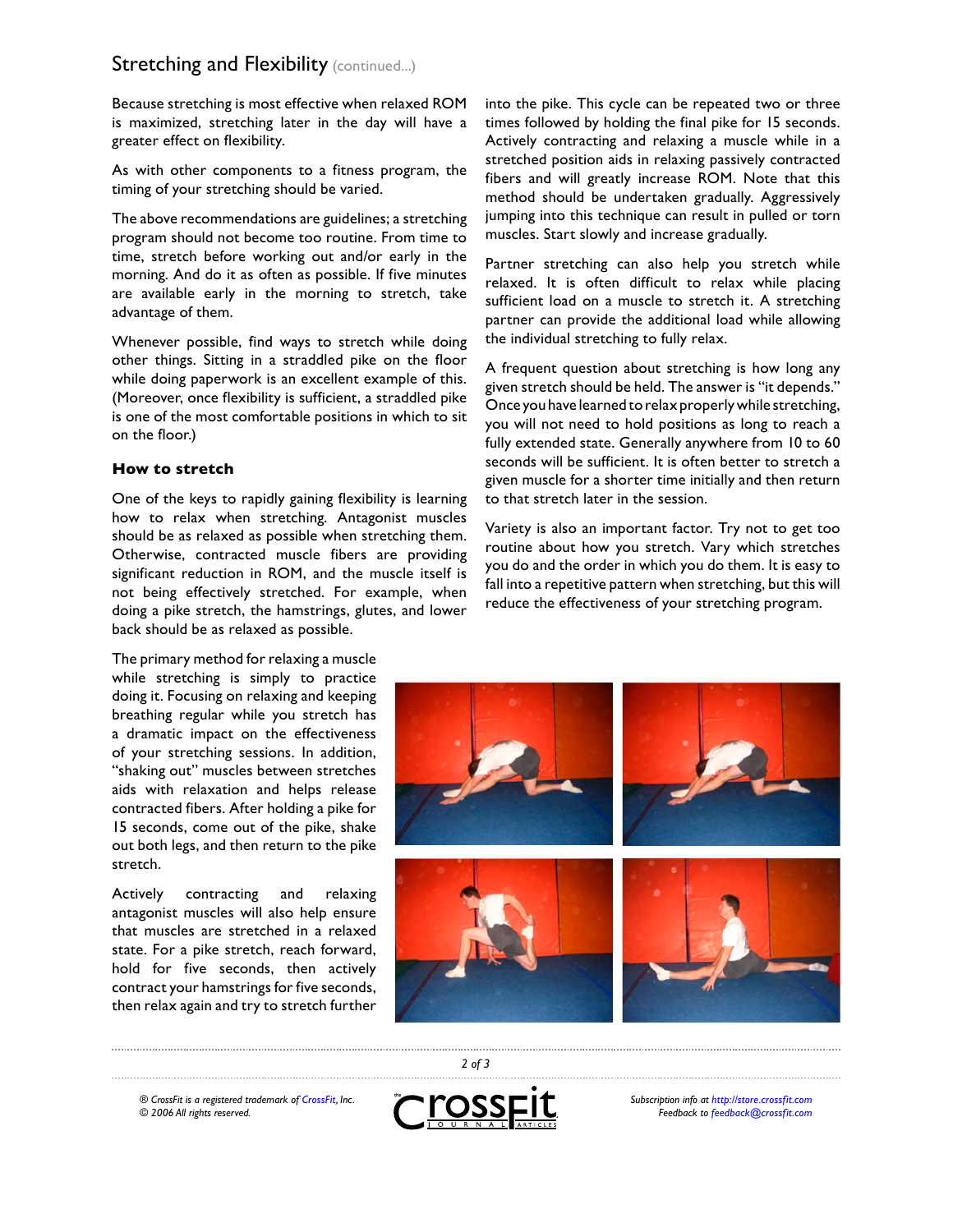Because stretching is most effective when relaxed ROM is maximized, stretching later in the day will have a greater effect on flexibility.

As with other components to a fitness program, the timing of your stretching should be varied.

The above recommendations are guidelines; a stretching program should not become too routine. From time to time, stretch before working out and/or early in the morning. And do it as often as possible. If five minutes are available early in the morning to stretch, take advantage of them.

Whenever possible, find ways to stretch while doing other things. Sitting in a straddled pike on the floor while doing paperwork is an excellent example of this. (Moreover, once flexibility is sufficient, a straddled pike is one of the most comfortable positions in which to sit on the floor.)

### How to stretch

One of the keys to rapidly gaining flexibility is learning how to relax when stretching. Antagonist muscles should be as relaxed as possible when stretching them. Otherwise, contracted muscle fibers are providing significant reduction in ROM, and the muscle itself is not being effectively stretched. For example, when doing a pike stretch, the hamstrings, glutes, and lower back should be as relaxed as possible.

The primary method for relaxing a muscle while stretching is simply to practice doing it. Focusing on relaxing and keeping breathing regular while you stretch has a dramatic impact on the effectiveness of your stretching sessions. In addition, "shaking out" muscles between stretches aids with relaxation and helps release contracted fibers. After holding a pike for 15 seconds, come out of the pike, shake out both legs, and then return to the pike stretch.

Actively contracting and relaxing antagonist muscles will also help ensure that muscles are stretched in a relaxed state. For a pike stretch, reach forward, hold for five seconds, then actively contract your hamstrings for five seconds, then relax again and try to stretch further into the pike. This cycle can be repeated two or three times followed by holding the final pike for 15 seconds. Actively contracting and relaxing a muscle while in a stretched position aids in relaxing passively contracted fibers and will greatly increase ROM. Note that this method should be undertaken gradually. Aggressively jumping into this technique can result in pulled or torn muscles. Start slowly and increase gradually.

Partner stretching can also help you stretch while relaxed. It is often difficult to relax while placing sufficient load on a muscle to stretch it. A stretching partner can provide the additional load while allowing the individual stretching to fully relax.

A frequent question about stretching is how long any given stretch should be held. The answer is "it depends." Once you have learned to relax properly while stretching, you will not need to hold positions as long to reach a fully extended state. Generally anywhere from 10 to 60 seconds will be sufficient. It is often better to stretch a given muscle for a shorter time initially and then return to that stretch later in the session.

Variety is also an important factor. Try not to get too routine about how you stretch. Vary which stretches you do and the order in which you do them. It is easy to fall into a repetitive pattern when stretching, but this will reduce the effectiveness of your stretching program.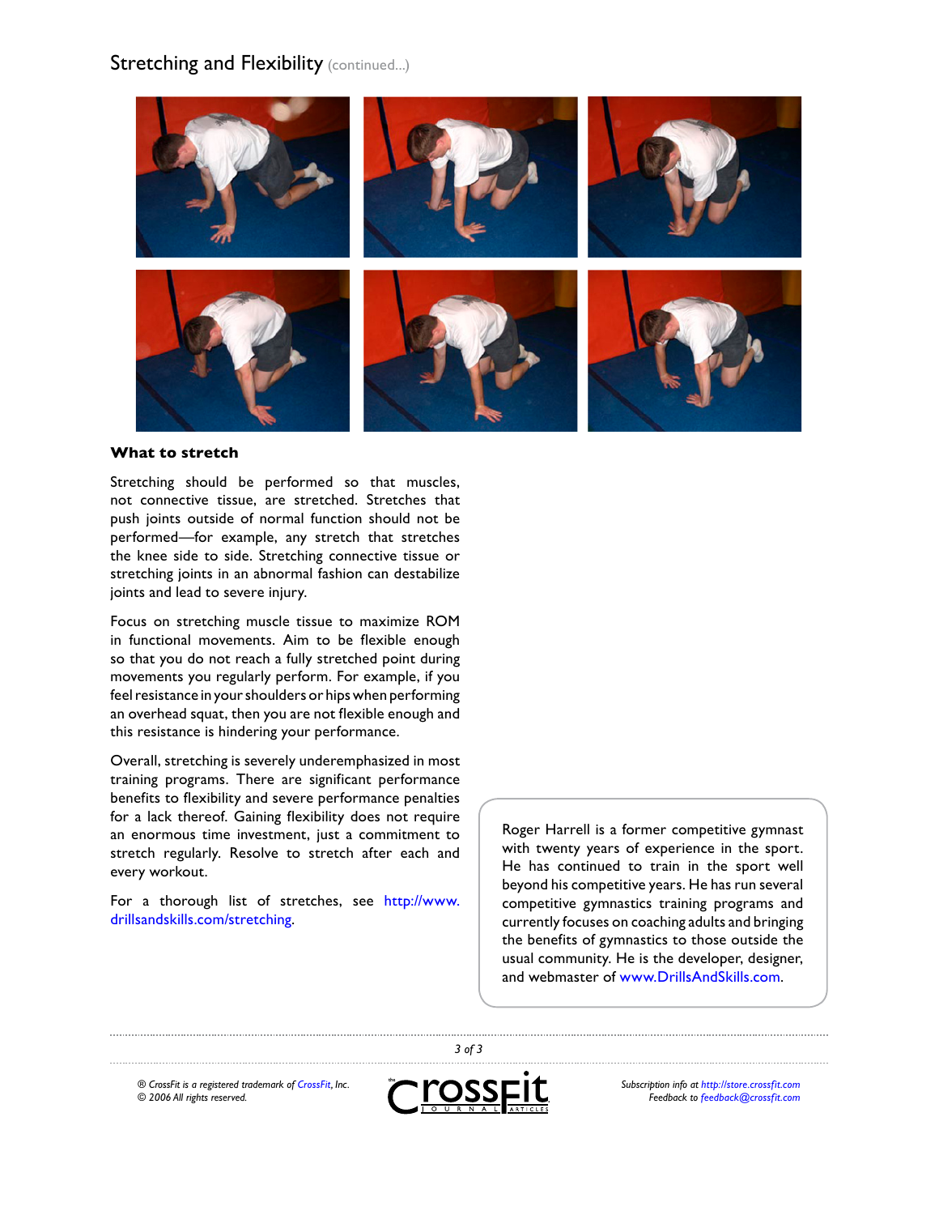### What to stretch

Stretching should be performed so that muscles, not connective tissue, are stretched. Stretches that push joints outside of normal function should not be performed—for example, any stretch that stretches the knee side to side. Stretching connective tissue or stretching joints in an abnormal fashion can destabilize joints and lead to severe injury.

Focus on stretching muscle tissue to maximize ROM in functional movements. Aim to be flexible enough so that you do not reach a fully stretched point during movements you regularly perform. For example, if you feel resistance in your shoulders or hips when performing an overhead squat, then you are not flexible enough and this resistance is hindering your performance.

Overall, stretching is severely underemphasized in most training programs. There are significant performance benefits to flexibility and severe performance penalties for a lack thereof. Gaining flexibility does not require an enormous time investment, just a commitment to stretch regularly. Resolve to stretch after each and every workout.

For a thorough list of stretches, see http://www.drillsandskills.com/stretching.

Roger Harrell is a former competitive gymnast with twenty years of experience in the sport. He has continued to train in the sport well beyond his competitive years. He has run several competitive gymnastics training programs and currently focuses on coaching adults and bringing the benefits of gymnastics to those outside the usual community. He is the developer, designer, and webmaster of www.DrillsAndSkills.com.